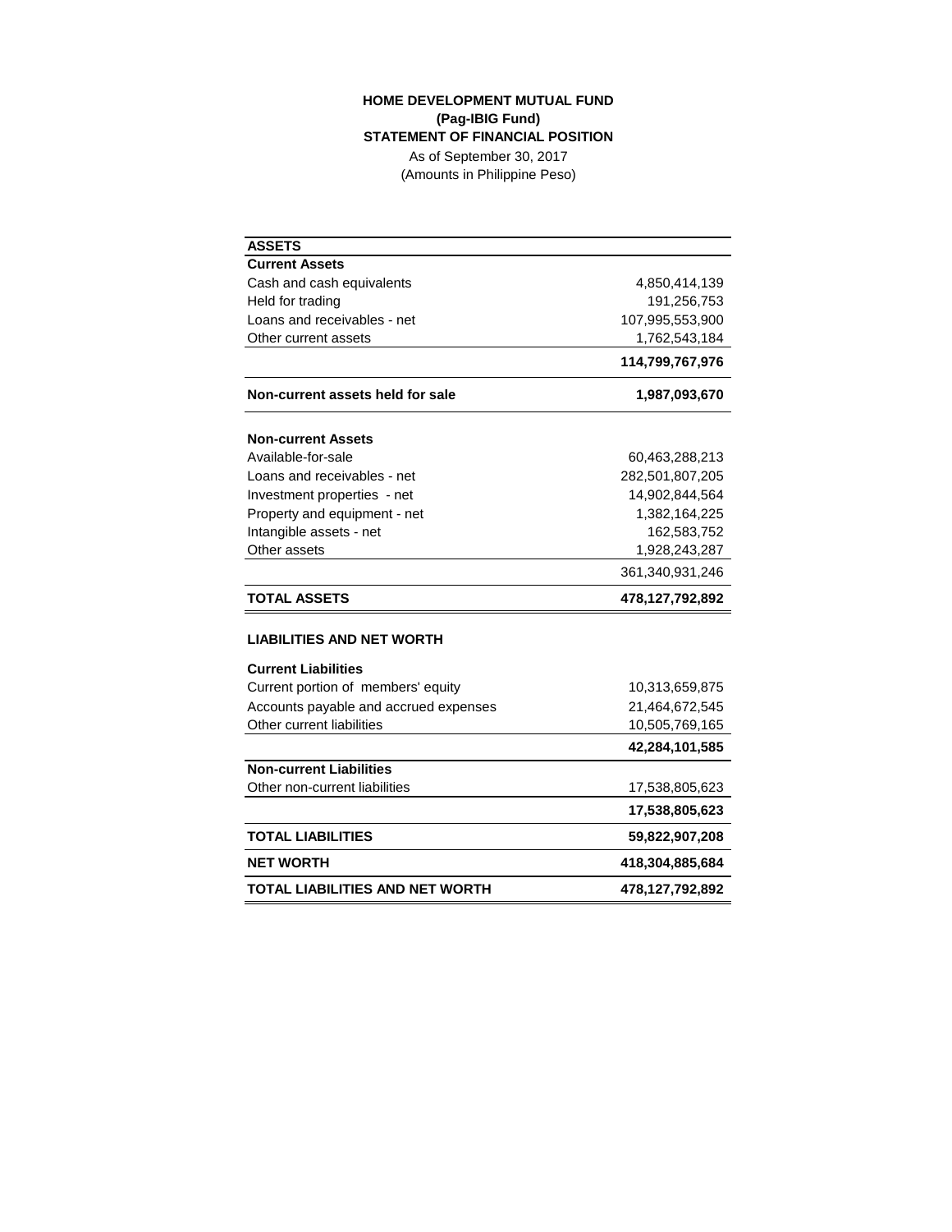**HOME DEVELOPMENT MUTUAL FUND**
**(Pag-IBIG Fund)**
**STATEMENT OF FINANCIAL POSITION**
As of September 30, 2017
(Amounts in Philippine Peso)

| **ASSETS** | |
|---|---|
| **Current Assets** | |
| Cash and cash equivalents | 4,850,414,139 |
| Held for trading | 191,256,753 |
| Loans and receivables - net | 107,995,553,900 |
| Other current assets | 1,762,543,184 |
| | **114,799,767,976** |
| **Non-current assets held for sale** | **1,987,093,670** |
| **Non-current Assets** | |
| Available-for-sale | 60,463,288,213 |
| Loans and receivables - net | 282,501,807,205 |
| Investment properties - net | 14,902,844,564 |
| Property and equipment - net | 1,382,164,225 |
| Intangible assets - net | 162,583,752 |
| Other assets | 1,928,243,287 |
| | 361,340,931,246 |
| **TOTAL ASSETS** | **478,127,792,892** |
| **LIABILITIES AND NET WORTH** | |
| **Current Liabilities** | |
| Current portion of members' equity | 10,313,659,875 |
| Accounts payable and accrued expenses | 21,464,672,545 |
| Other current liabilities | 10,505,769,165 |
| | **42,284,101,585** |
| **Non-current Liabilities** | |
| Other non-current liabilities | 17,538,805,623 |
| | **17,538,805,623** |
| **TOTAL LIABILITIES** | **59,822,907,208** |
| **NET WORTH** | **418,304,885,684** |
| **TOTAL LIABILITIES AND NET WORTH** | **478,127,792,892** |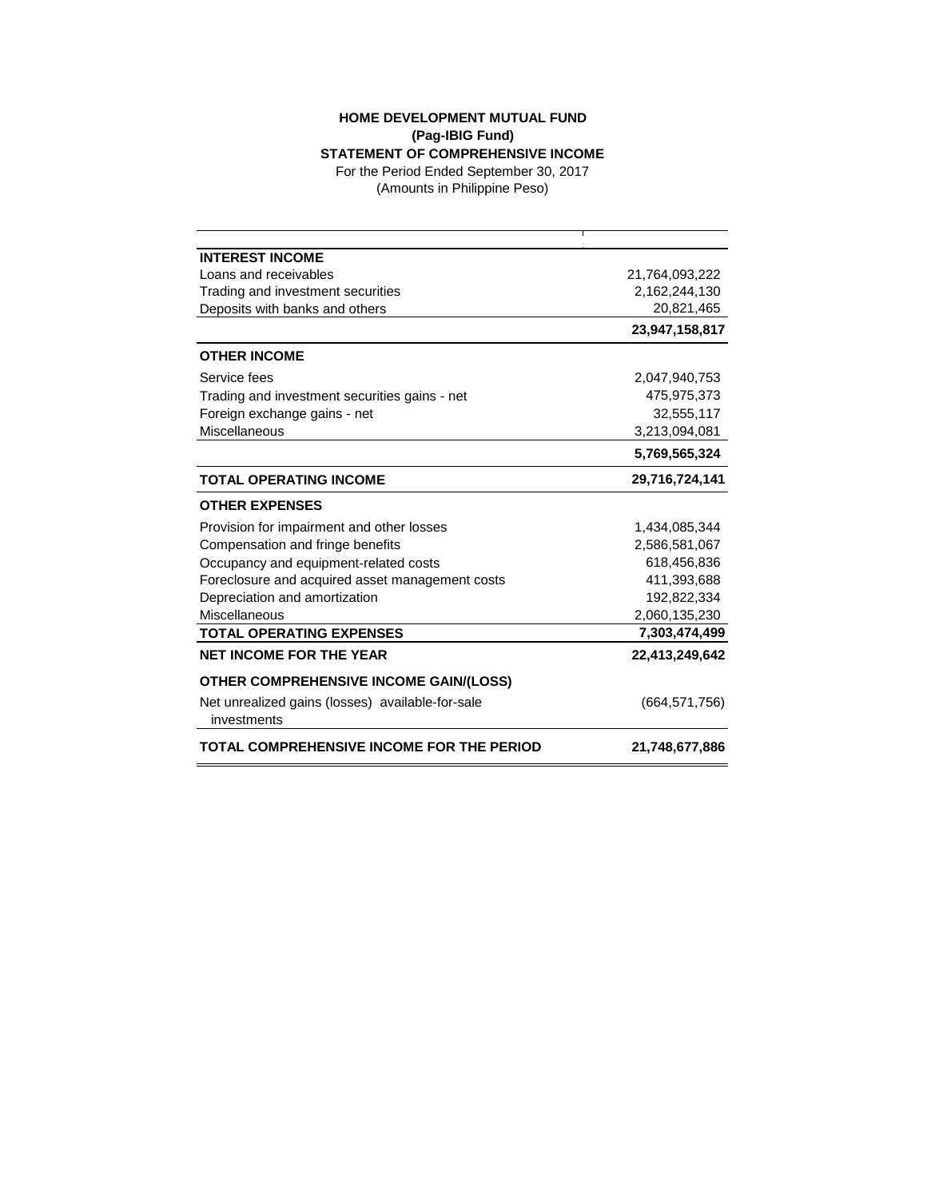# HOME DEVELOPMENT MUTUAL FUND
## (Pag-IBIG Fund)
## STATEMENT OF COMPREHENSIVE INCOME

For the Period Ended September 30, 2017
(Amounts in Philippine Peso)

| | |
|---|---|
| **INTEREST INCOME** | |
| Loans and receivables | 21,764,093,222 |
| Trading and investment securities | 2,162,244,130 |
| Deposits with banks and others | 20,821,465 |
| | **23,947,158,817** |
| **OTHER INCOME** | |
| Service fees | 2,047,940,753 |
| Trading and investment securities gains - net | 475,975,373 |
| Foreign exchange gains - net | 32,555,117 |
| Miscellaneous | 3,213,094,081 |
| | **5,769,565,324** |
| **TOTAL OPERATING INCOME** | **29,716,724,141** |
| **OTHER EXPENSES** | |
| Provision for impairment and other losses | 1,434,085,344 |
| Compensation and fringe benefits | 2,586,581,067 |
| Occupancy and equipment-related costs | 618,456,836 |
| Foreclosure and acquired asset management costs | 411,393,688 |
| Depreciation and amortization | 192,822,334 |
| Miscellaneous | 2,060,135,230 |
| **TOTAL OPERATING EXPENSES** | **7,303,474,499** |
| **NET INCOME FOR THE YEAR** | **22,413,249,642** |
| **OTHER COMPREHENSIVE INCOME GAIN/(LOSS)** | |
| Net unrealized gains (losses) available-for-sale investments | (664,571,756) |
| **TOTAL COMPREHENSIVE INCOME FOR THE PERIOD** | **21,748,677,886** |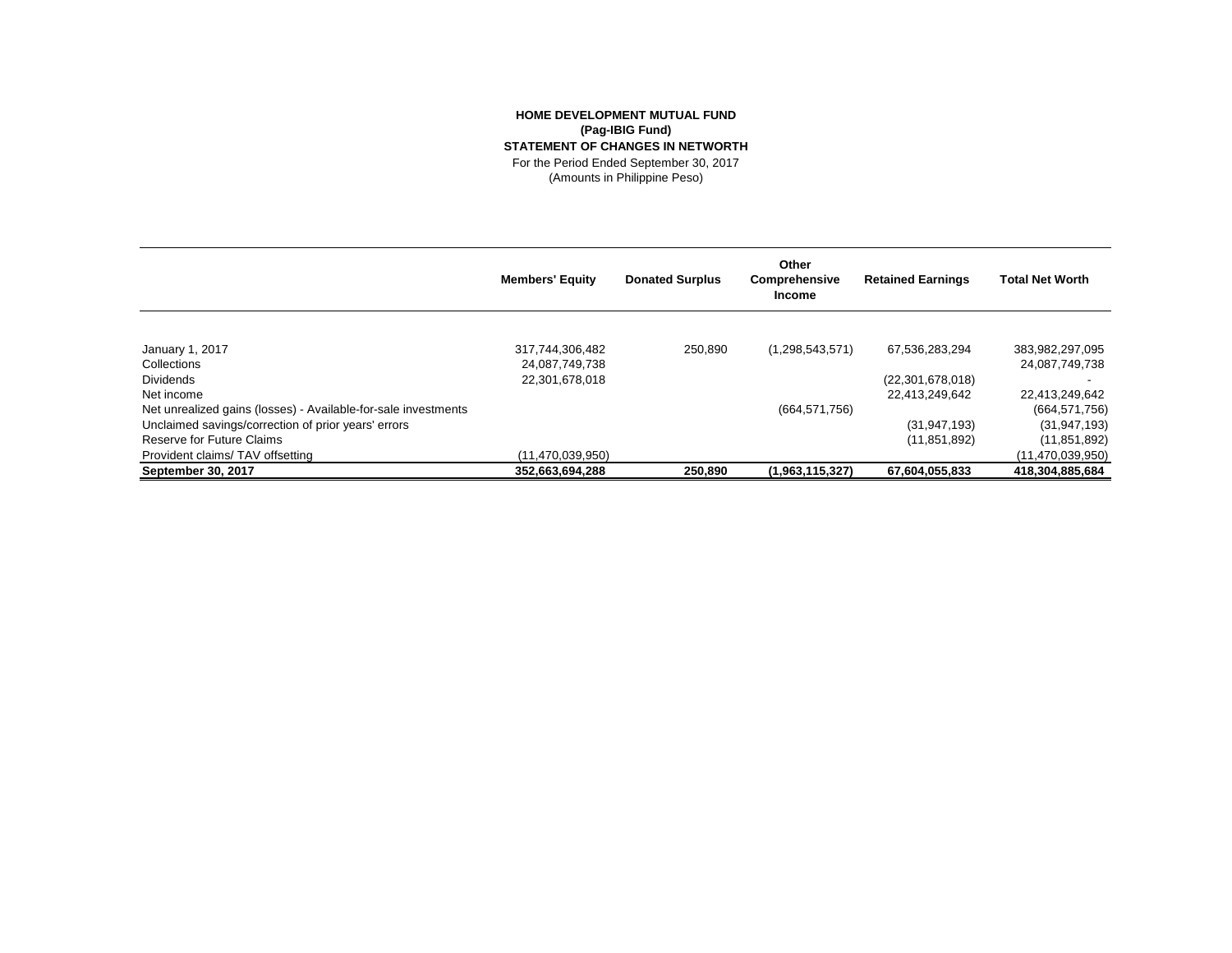**HOME DEVELOPMENT MUTUAL FUND**
**(Pag-IBIG Fund)**
**STATEMENT OF CHANGES IN NETWORTH**
For the Period Ended September 30, 2017
(Amounts in Philippine Peso)

| | Members' Equity | Donated Surplus | Other Comprehensive Income | Retained Earnings | Total Net Worth |
|---|---|---|---|---|---|
| January 1, 2017 | 317,744,306,482 | 250,890 | (1,298,543,571) | 67,536,283,294 | 383,982,297,095 |
| Collections | 24,087,749,738 | | | | 24,087,749,738 |
| Dividends | 22,301,678,018 | | | (22,301,678,018) | - |
| Net income | | | | 22,413,249,642 | 22,413,249,642 |
| Net unrealized gains (losses) - Available-for-sale investments | | | (664,571,756) | | (664,571,756) |
| Unclaimed savings/correction of prior years' errors | | | | (31,947,193) | (31,947,193) |
| Reserve for Future Claims | | | | (11,851,892) | (11,851,892) |
| Provident claims/ TAV offsetting | (11,470,039,950) | | | | (11,470,039,950) |
| **September 30, 2017** | **352,663,694,288** | **250,890** | **(1,963,115,327)** | **67,604,055,833** | **418,304,885,684** |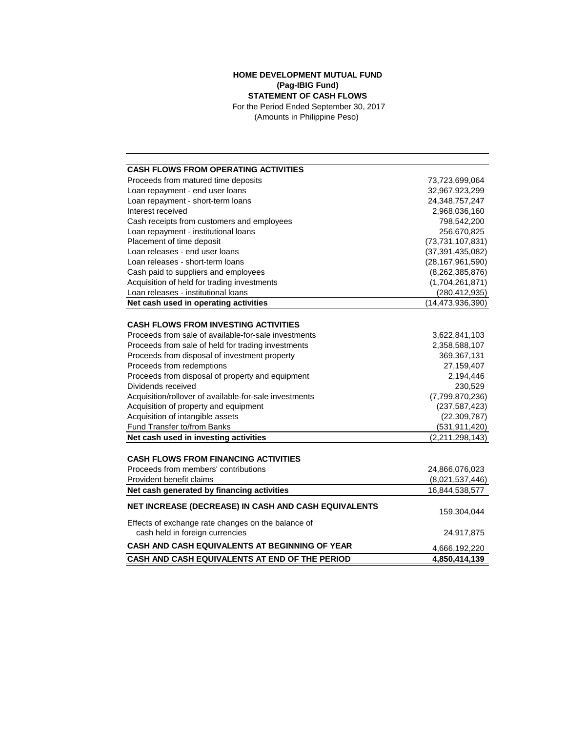**HOME DEVELOPMENT MUTUAL FUND**
**(Pag-IBIG Fund)**
**STATEMENT OF CASH FLOWS**
For the Period Ended September 30, 2017
(Amounts in Philippine Peso)

| | |
|---|---|
| **CASH FLOWS FROM OPERATING ACTIVITIES** | |
| Proceeds from matured time deposits | 73,723,699,064 |
| Loan repayment - end user loans | 32,967,923,299 |
| Loan repayment - short-term loans | 24,348,757,247 |
| Interest received | 2,968,036,160 |
| Cash receipts from customers and employees | 798,542,200 |
| Loan repayment - institutional loans | 256,670,825 |
| Placement of time deposit | (73,731,107,831) |
| Loan releases - end user loans | (37,391,435,082) |
| Loan releases - short-term loans | (28,167,961,590) |
| Cash paid to suppliers and employees | (8,262,385,876) |
| Acquisition of held for trading investments | (1,704,261,871) |
| Loan releases - institutional loans | (280,412,935) |
| **Net cash used in operating activities** | (14,473,936,390) |
| | |
| **CASH FLOWS FROM INVESTING ACTIVITIES** | |
| Proceeds from sale of available-for-sale investments | 3,622,841,103 |
| Proceeds from sale of held for trading investments | 2,358,588,107 |
| Proceeds from disposal of investment property | 369,367,131 |
| Proceeds from redemptions | 27,159,407 |
| Proceeds from disposal of property and equipment | 2,194,446 |
| Dividends received | 230,529 |
| Acquisition/rollover of available-for-sale investments | (7,799,870,236) |
| Acquisition of property and equipment | (237,587,423) |
| Acquisition of intangible assets | (22,309,787) |
| Fund Transfer to/from Banks | (531,911,420) |
| **Net cash used in investing activities** | (2,211,298,143) |
| | |
| **CASH FLOWS FROM FINANCING ACTIVITIES** | |
| Proceeds from members' contributions | 24,866,076,023 |
| Provident benefit claims | (8,021,537,446) |
| **Net cash generated by financing activities** | 16,844,538,577 |
| **NET INCREASE (DECREASE) IN CASH AND CASH EQUIVALENTS** | 159,304,044 |
| Effects of exchange rate changes on the balance of cash held in foreign currencies | 24,917,875 |
| **CASH AND CASH EQUIVALENTS AT BEGINNING OF YEAR** | 4,666,192,220 |
| **CASH AND CASH EQUIVALENTS AT END OF THE PERIOD** | **4,850,414,139** |